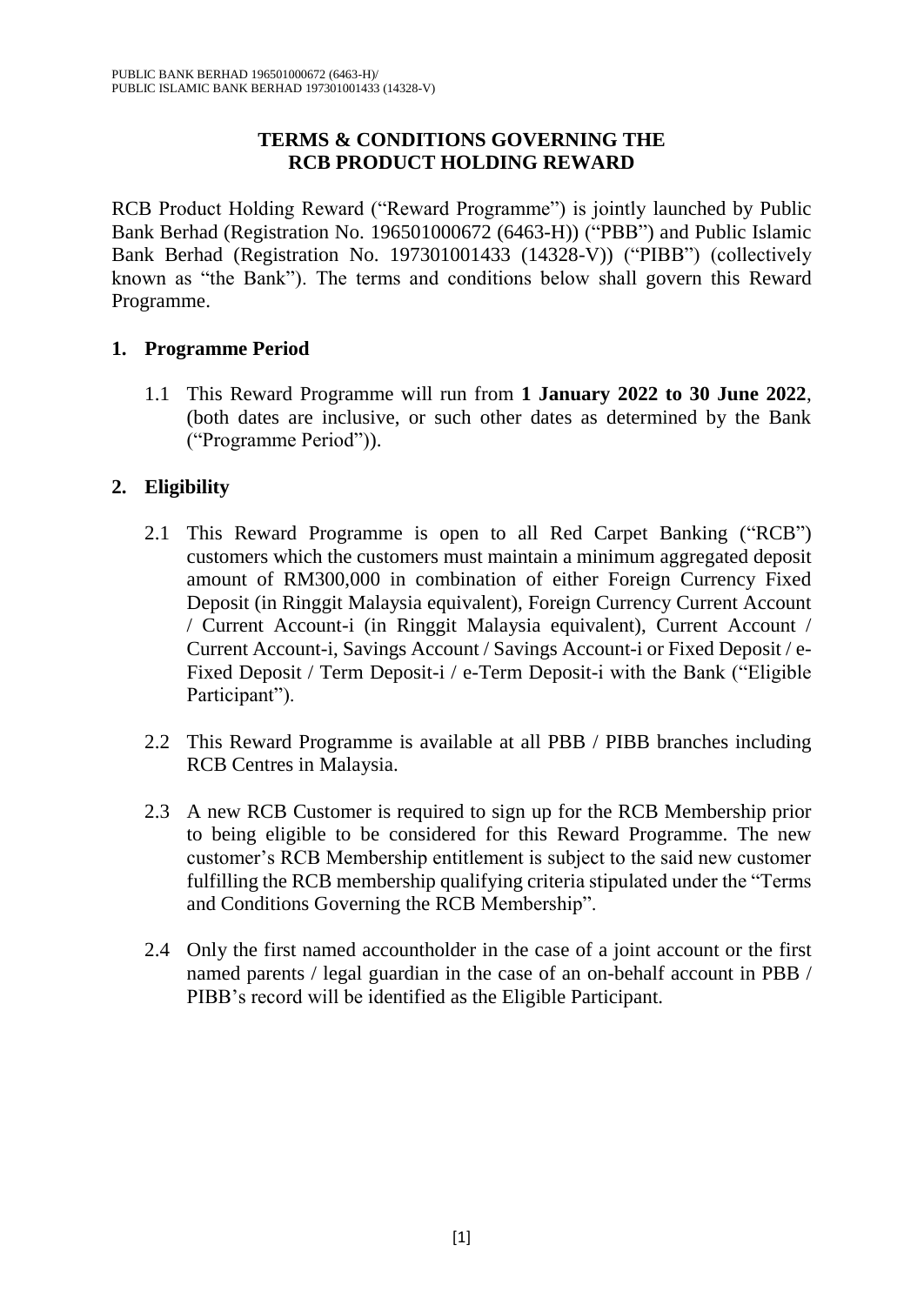PUBLIC BANK BERHAD 196501000672 (6463-H)/
PUBLIC ISLAMIC BANK BERHAD 197301001433 (14328-V)

# TERMS & CONDITIONS GOVERNING THE RCB PRODUCT HOLDING REWARD

RCB Product Holding Reward ("Reward Programme") is jointly launched by Public Bank Berhad (Registration No. 196501000672 (6463-H)) ("PBB") and Public Islamic Bank Berhad (Registration No. 197301001433 (14328-V)) ("PIBB") (collectively known as "the Bank"). The terms and conditions below shall govern this Reward Programme.

## 1. Programme Period

1.1 This Reward Programme will run from **1 January 2022 to 30 June 2022**, (both dates are inclusive, or such other dates as determined by the Bank ("Programme Period")).

## 2. Eligibility

2.1 This Reward Programme is open to all Red Carpet Banking ("RCB") customers which the customers must maintain a minimum aggregated deposit amount of RM300,000 in combination of either Foreign Currency Fixed Deposit (in Ringgit Malaysia equivalent), Foreign Currency Current Account / Current Account-i (in Ringgit Malaysia equivalent), Current Account / Current Account-i, Savings Account / Savings Account-i or Fixed Deposit / e-Fixed Deposit / Term Deposit-i / e-Term Deposit-i with the Bank ("Eligible Participant").

2.2 This Reward Programme is available at all PBB / PIBB branches including RCB Centres in Malaysia.

2.3 A new RCB Customer is required to sign up for the RCB Membership prior to being eligible to be considered for this Reward Programme. The new customer's RCB Membership entitlement is subject to the said new customer fulfilling the RCB membership qualifying criteria stipulated under the "Terms and Conditions Governing the RCB Membership".

2.4 Only the first named accountholder in the case of a joint account or the first named parents / legal guardian in the case of an on-behalf account in PBB / PIBB's record will be identified as the Eligible Participant.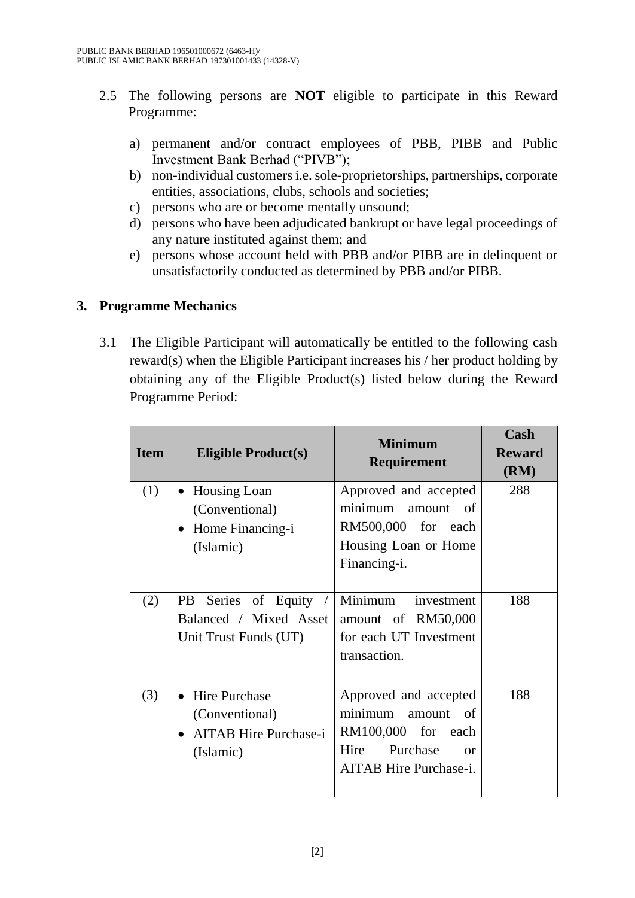2.5 The following persons are **NOT** eligible to participate in this Reward Programme:

   a) permanent and/or contract employees of PBB, PIBB and Public Investment Bank Berhad ("PIVB");
   b) non-individual customers i.e. sole-proprietorships, partnerships, corporate entities, associations, clubs, schools and societies;
   c) persons who are or become mentally unsound;
   d) persons who have been adjudicated bankrupt or have legal proceedings of any nature instituted against them; and
   e) persons whose account held with PBB and/or PIBB are in delinquent or unsatisfactorily conducted as determined by PBB and/or PIBB.

## 3. Programme Mechanics

3.1 The Eligible Participant will automatically be entitled to the following cash reward(s) when the Eligible Participant increases his / her product holding by obtaining any of the Eligible Product(s) listed below during the Reward Programme Period:

| Item | Eligible Product(s) | Minimum Requirement | Cash Reward (RM) |
|---|---|---|---|
| (1) | • Housing Loan (Conventional)<br>• Home Financing-i (Islamic) | Approved and accepted minimum amount of RM500,000 for each Housing Loan or Home Financing-i. | 288 |
| (2) | PB Series of Equity / Balanced / Mixed Asset Unit Trust Funds (UT) | Minimum investment amount of RM50,000 for each UT Investment transaction. | 188 |
| (3) | • Hire Purchase (Conventional)<br>• AITAB Hire Purchase-i (Islamic) | Approved and accepted minimum amount of RM100,000 for each Hire Purchase or AITAB Hire Purchase-i. | 188 |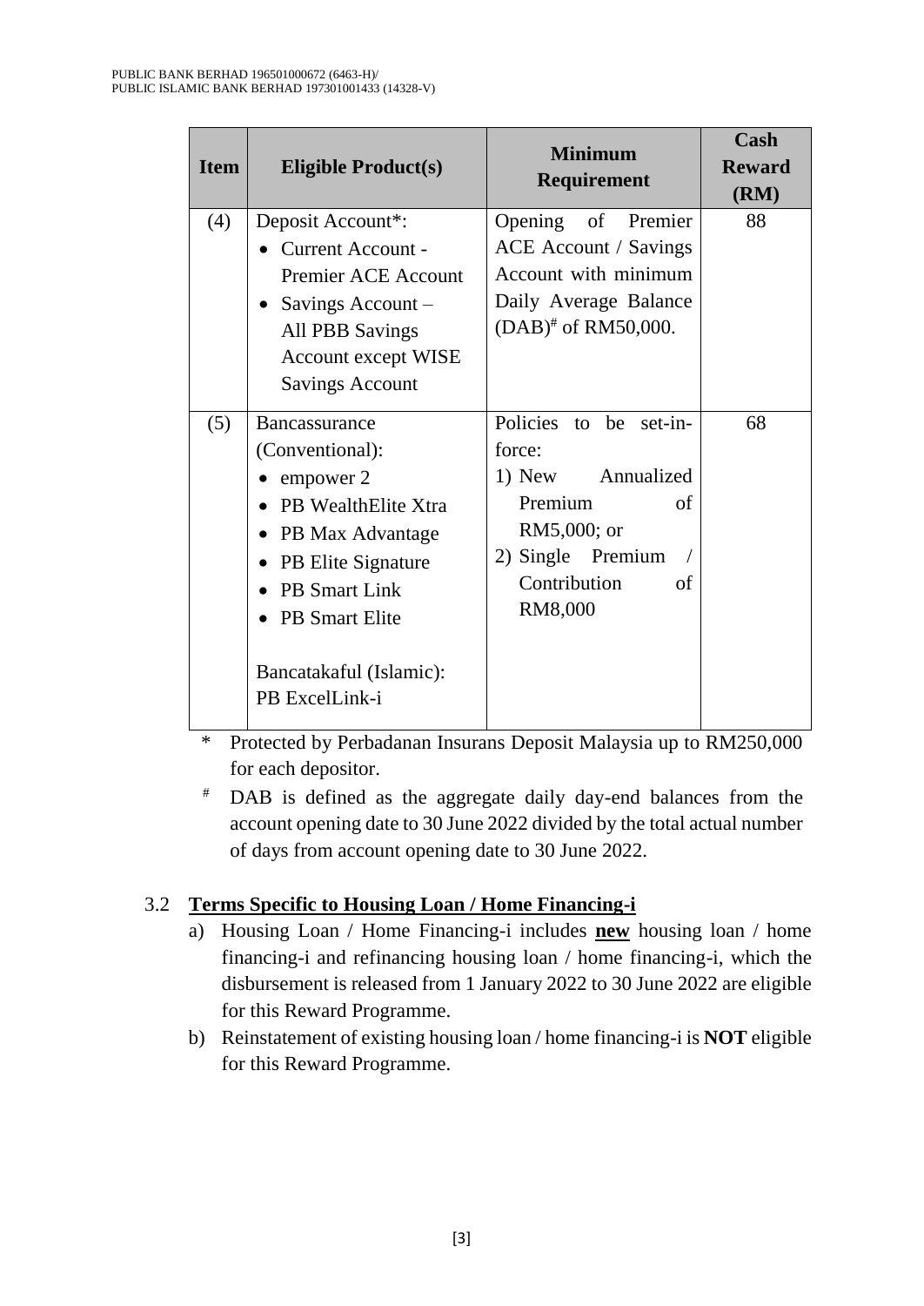| Item | Eligible Product(s) | Minimum Requirement | Cash Reward (RM) |
|---|---|---|---|
| (4) | Deposit Account*:<br>• Current Account - Premier ACE Account<br>• Savings Account – All PBB Savings Account except WISE Savings Account | Opening of Premier ACE Account / Savings Account with minimum Daily Average Balance (DAB)# of RM50,000. | 88 |
| (5) | Bancassurance (Conventional):<br>• empower 2<br>• PB WealthElite Xtra<br>• PB Max Advantage<br>• PB Elite Signature<br>• PB Smart Link<br>• PB Smart Elite<br><br>Bancatakaful (Islamic):<br>PB ExcelLink-i | Policies to be set-in-force:<br>1) New Annualized Premium of RM5,000; or<br>2) Single Premium / Contribution of RM8,000 | 68 |

\* Protected by Perbadanan Insurans Deposit Malaysia up to RM250,000 for each depositor.

\# DAB is defined as the aggregate daily day-end balances from the account opening date to 30 June 2022 divided by the total actual number of days from account opening date to 30 June 2022.

3.2 **Terms Specific to Housing Loan / Home Financing-i**

a) Housing Loan / Home Financing-i includes **new** housing loan / home financing-i and refinancing housing loan / home financing-i, which the disbursement is released from 1 January 2022 to 30 June 2022 are eligible for this Reward Programme.

b) Reinstatement of existing housing loan / home financing-i is **NOT** eligible for this Reward Programme.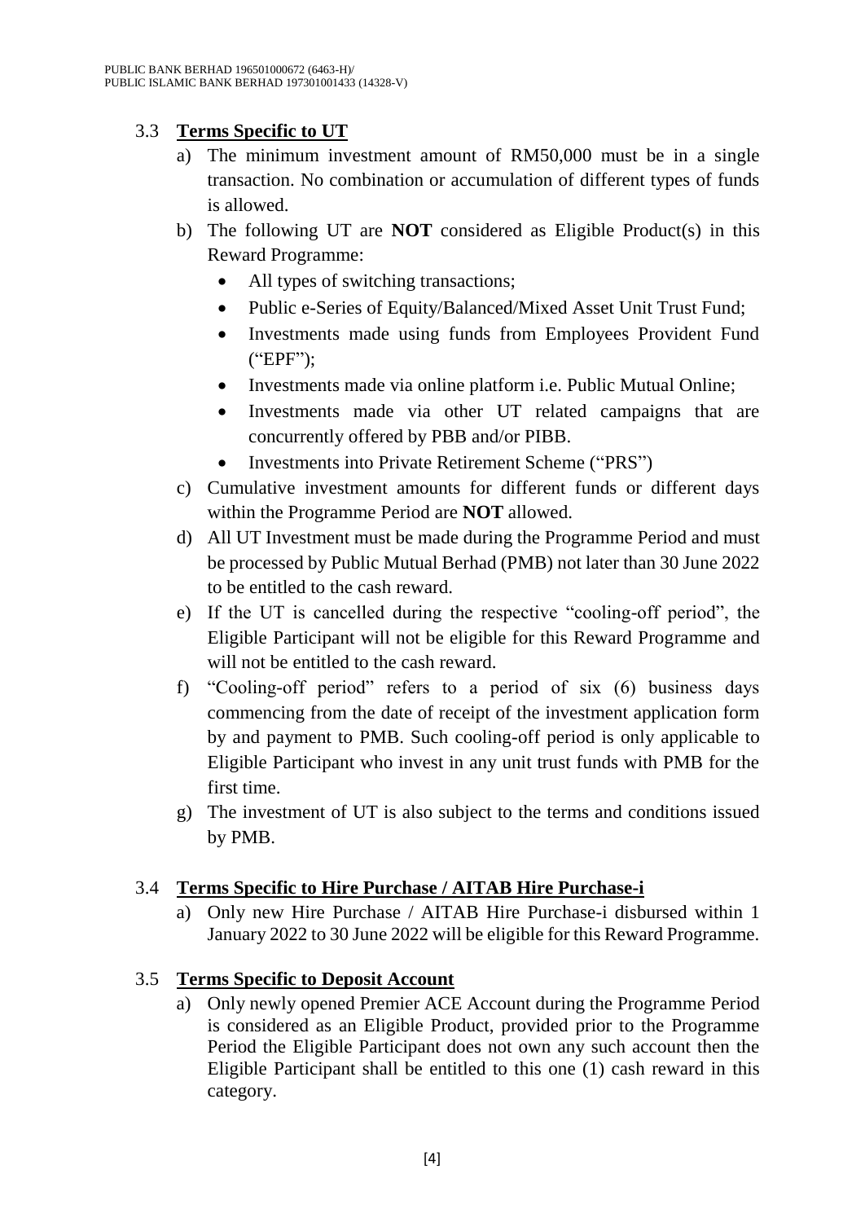### 3.3 **Terms Specific to UT**

a) The minimum investment amount of RM50,000 must be in a single transaction. No combination or accumulation of different types of funds is allowed.

b) The following UT are **NOT** considered as Eligible Product(s) in this Reward Programme:
   - All types of switching transactions;
   - Public e-Series of Equity/Balanced/Mixed Asset Unit Trust Fund;
   - Investments made using funds from Employees Provident Fund ("EPF");
   - Investments made via online platform i.e. Public Mutual Online;
   - Investments made via other UT related campaigns that are concurrently offered by PBB and/or PIBB.
   - Investments into Private Retirement Scheme ("PRS")

c) Cumulative investment amounts for different funds or different days within the Programme Period are **NOT** allowed.

d) All UT Investment must be made during the Programme Period and must be processed by Public Mutual Berhad (PMB) not later than 30 June 2022 to be entitled to the cash reward.

e) If the UT is cancelled during the respective "cooling-off period", the Eligible Participant will not be eligible for this Reward Programme and will not be entitled to the cash reward.

f) "Cooling-off period" refers to a period of six (6) business days commencing from the date of receipt of the investment application form by and payment to PMB. Such cooling-off period is only applicable to Eligible Participant who invest in any unit trust funds with PMB for the first time.

g) The investment of UT is also subject to the terms and conditions issued by PMB.

### 3.4 **Terms Specific to Hire Purchase / AITAB Hire Purchase-i**

a) Only new Hire Purchase / AITAB Hire Purchase-i disbursed within 1 January 2022 to 30 June 2022 will be eligible for this Reward Programme.

### 3.5 **Terms Specific to Deposit Account**

a) Only newly opened Premier ACE Account during the Programme Period is considered as an Eligible Product, provided prior to the Programme Period the Eligible Participant does not own any such account then the Eligible Participant shall be entitled to this one (1) cash reward in this category.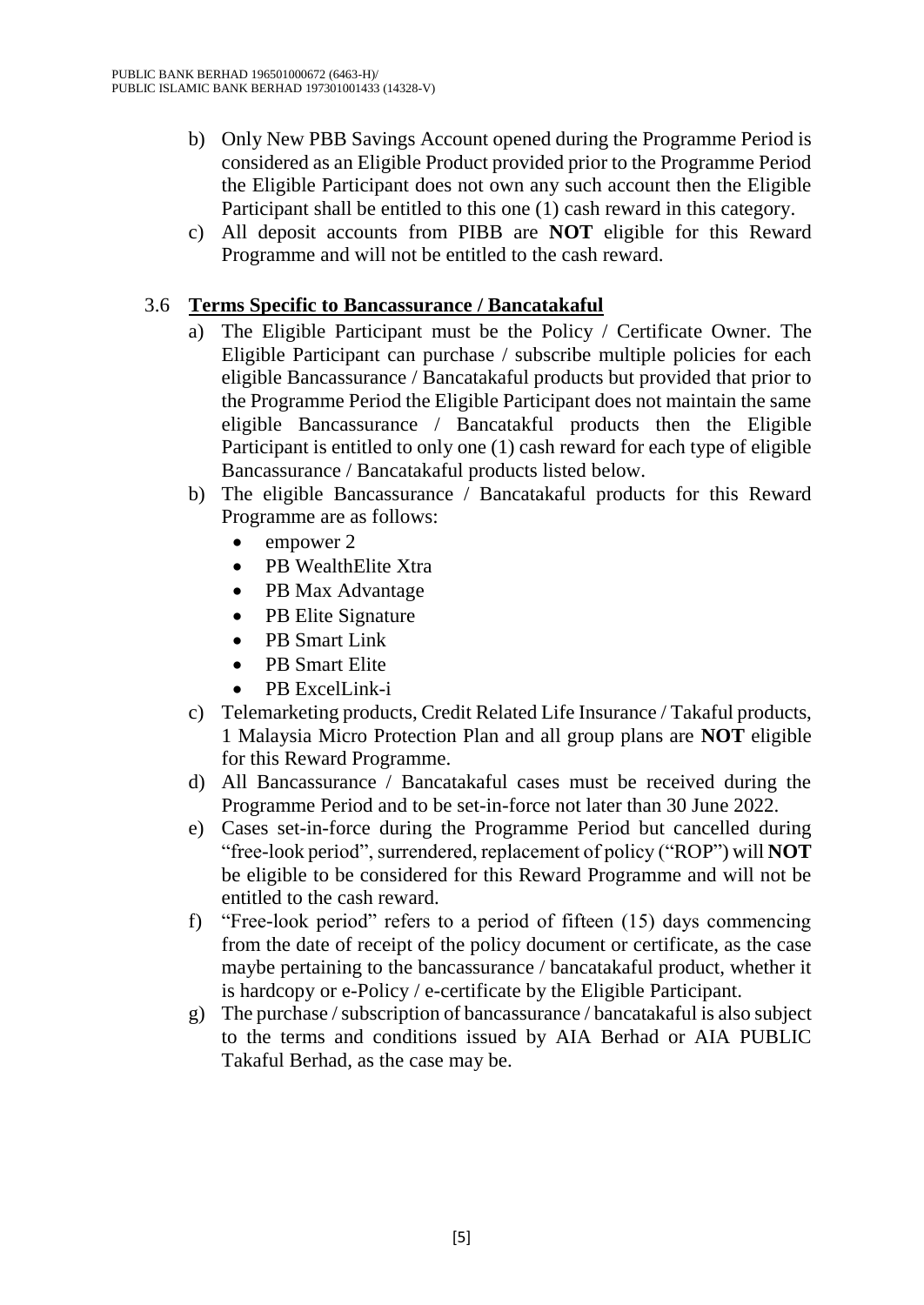b) Only New PBB Savings Account opened during the Programme Period is considered as an Eligible Product provided prior to the Programme Period the Eligible Participant does not own any such account then the Eligible Participant shall be entitled to this one (1) cash reward in this category.

c) All deposit accounts from PIBB are **NOT** eligible for this Reward Programme and will not be entitled to the cash reward.

3.6 **Terms Specific to Bancassurance / Bancatakaful**

a) The Eligible Participant must be the Policy / Certificate Owner. The Eligible Participant can purchase / subscribe multiple policies for each eligible Bancassurance / Bancatakaful products but provided that prior to the Programme Period the Eligible Participant does not maintain the same eligible Bancassurance / Bancatakful products then the Eligible Participant is entitled to only one (1) cash reward for each type of eligible Bancassurance / Bancatakaful products listed below.

b) The eligible Bancassurance / Bancatakaful products for this Reward Programme are as follows:
   - empower 2
   - PB WealthElite Xtra
   - PB Max Advantage
   - PB Elite Signature
   - PB Smart Link
   - PB Smart Elite
   - PB ExcelLink-i

c) Telemarketing products, Credit Related Life Insurance / Takaful products, 1 Malaysia Micro Protection Plan and all group plans are **NOT** eligible for this Reward Programme.

d) All Bancassurance / Bancatakaful cases must be received during the Programme Period and to be set-in-force not later than 30 June 2022.

e) Cases set-in-force during the Programme Period but cancelled during "free-look period", surrendered, replacement of policy ("ROP") will **NOT** be eligible to be considered for this Reward Programme and will not be entitled to the cash reward.

f) "Free-look period" refers to a period of fifteen (15) days commencing from the date of receipt of the policy document or certificate, as the case maybe pertaining to the bancassurance / bancatakaful product, whether it is hardcopy or e-Policy / e-certificate by the Eligible Participant.

g) The purchase / subscription of bancassurance / bancatakaful is also subject to the terms and conditions issued by AIA Berhad or AIA PUBLIC Takaful Berhad, as the case may be.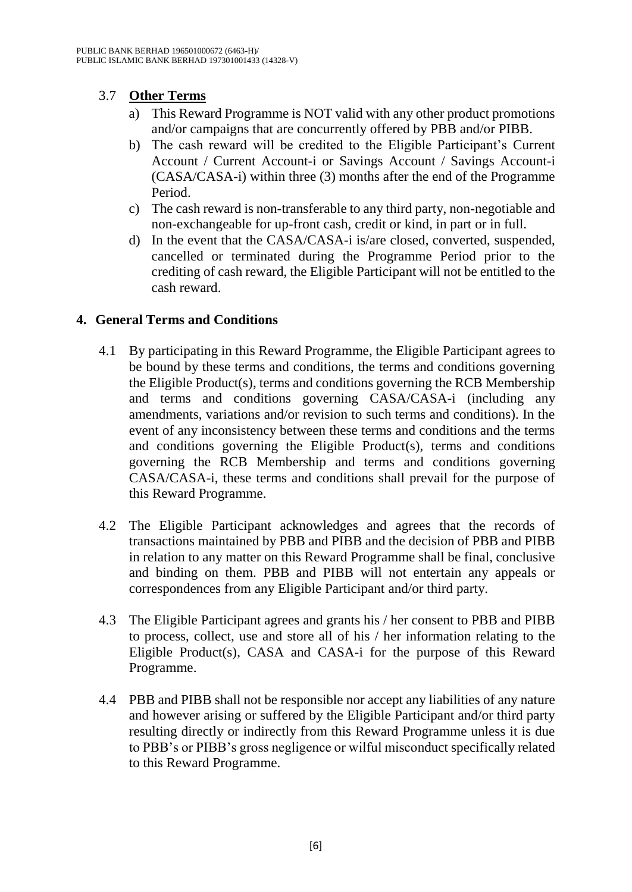### 3.7 **Other Terms**

a) This Reward Programme is NOT valid with any other product promotions and/or campaigns that are concurrently offered by PBB and/or PIBB.

b) The cash reward will be credited to the Eligible Participant's Current Account / Current Account-i or Savings Account / Savings Account-i (CASA/CASA-i) within three (3) months after the end of the Programme Period.

c) The cash reward is non-transferable to any third party, non-negotiable and non-exchangeable for up-front cash, credit or kind, in part or in full.

d) In the event that the CASA/CASA-i is/are closed, converted, suspended, cancelled or terminated during the Programme Period prior to the crediting of cash reward, the Eligible Participant will not be entitled to the cash reward.

## 4. General Terms and Conditions

4.1 By participating in this Reward Programme, the Eligible Participant agrees to be bound by these terms and conditions, the terms and conditions governing the Eligible Product(s), terms and conditions governing the RCB Membership and terms and conditions governing CASA/CASA-i (including any amendments, variations and/or revision to such terms and conditions). In the event of any inconsistency between these terms and conditions and the terms and conditions governing the Eligible Product(s), terms and conditions governing the RCB Membership and terms and conditions governing CASA/CASA-i, these terms and conditions shall prevail for the purpose of this Reward Programme.

4.2 The Eligible Participant acknowledges and agrees that the records of transactions maintained by PBB and PIBB and the decision of PBB and PIBB in relation to any matter on this Reward Programme shall be final, conclusive and binding on them. PBB and PIBB will not entertain any appeals or correspondences from any Eligible Participant and/or third party.

4.3 The Eligible Participant agrees and grants his / her consent to PBB and PIBB to process, collect, use and store all of his / her information relating to the Eligible Product(s), CASA and CASA-i for the purpose of this Reward Programme.

4.4 PBB and PIBB shall not be responsible nor accept any liabilities of any nature and however arising or suffered by the Eligible Participant and/or third party resulting directly or indirectly from this Reward Programme unless it is due to PBB's or PIBB's gross negligence or wilful misconduct specifically related to this Reward Programme.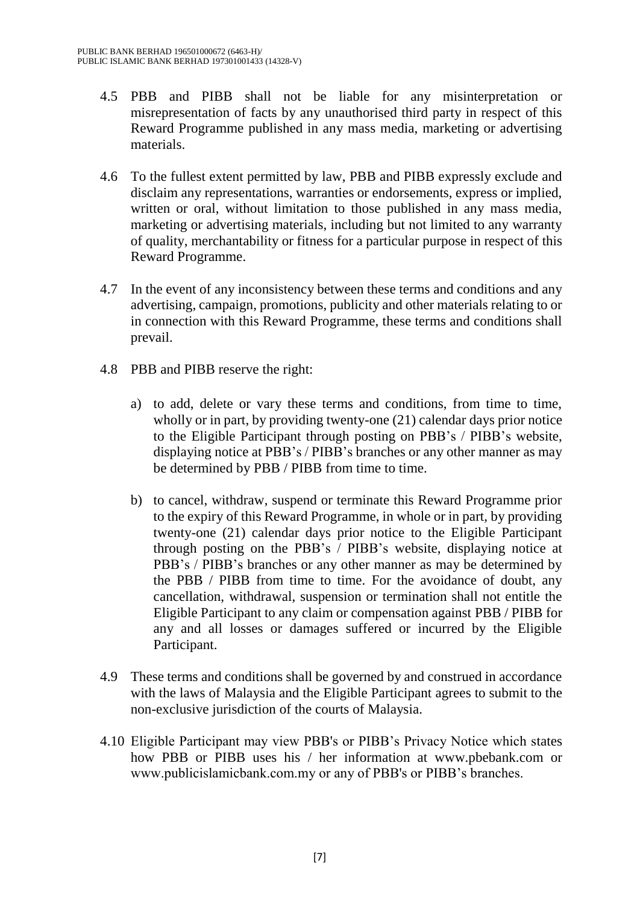4.5 PBB and PIBB shall not be liable for any misinterpretation or misrepresentation of facts by any unauthorised third party in respect of this Reward Programme published in any mass media, marketing or advertising materials.

4.6 To the fullest extent permitted by law, PBB and PIBB expressly exclude and disclaim any representations, warranties or endorsements, express or implied, written or oral, without limitation to those published in any mass media, marketing or advertising materials, including but not limited to any warranty of quality, merchantability or fitness for a particular purpose in respect of this Reward Programme.

4.7 In the event of any inconsistency between these terms and conditions and any advertising, campaign, promotions, publicity and other materials relating to or in connection with this Reward Programme, these terms and conditions shall prevail.

4.8 PBB and PIBB reserve the right:

a) to add, delete or vary these terms and conditions, from time to time, wholly or in part, by providing twenty-one (21) calendar days prior notice to the Eligible Participant through posting on PBB's / PIBB's website, displaying notice at PBB's / PIBB's branches or any other manner as may be determined by PBB / PIBB from time to time.

b) to cancel, withdraw, suspend or terminate this Reward Programme prior to the expiry of this Reward Programme, in whole or in part, by providing twenty-one (21) calendar days prior notice to the Eligible Participant through posting on the PBB's / PIBB's website, displaying notice at PBB's / PIBB's branches or any other manner as may be determined by the PBB / PIBB from time to time. For the avoidance of doubt, any cancellation, withdrawal, suspension or termination shall not entitle the Eligible Participant to any claim or compensation against PBB / PIBB for any and all losses or damages suffered or incurred by the Eligible Participant.

4.9 These terms and conditions shall be governed by and construed in accordance with the laws of Malaysia and the Eligible Participant agrees to submit to the non-exclusive jurisdiction of the courts of Malaysia.

4.10 Eligible Participant may view PBB's or PIBB's Privacy Notice which states how PBB or PIBB uses his / her information at www.pbebank.com or www.publicislamicbank.com.my or any of PBB's or PIBB's branches.